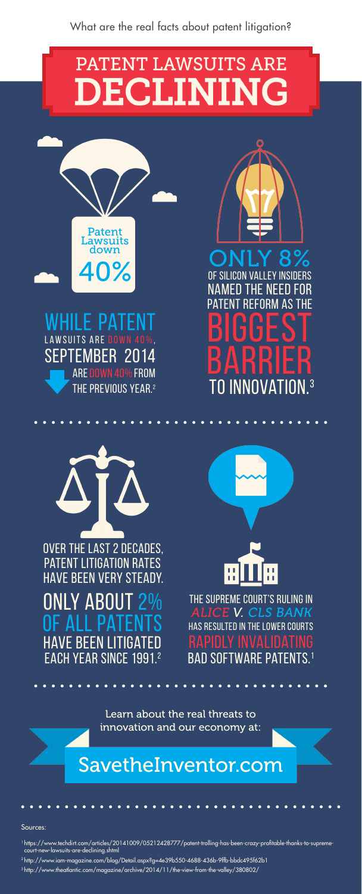What are the real facts about patent litigation?

# PATENT LAWSUITS ARE DECLINING

Patent Lawsuits down 40%

WHILE PATENT LAWSUITS ARE DOWN 40%, SEPTEMBER 2014 ARE DOWN 40% FROM THE PREVIOUS YEAR.[2]

ONLY 8% OF SILICON VALLEY INSIDERS NAMED THE NEED FOR PATENT REFORM AS THE BIGGEST BARRIER TO INNOVATION.[3]

OVER THE LAST 2 DECADES, PATENT LITIGATION RATES HAVE BEEN VERY STEADY. ONLY ABOUT 2% OF ALL PATENTS HAVE BEEN LITIGATED EACH YEAR SINCE 1991.[2]

THE SUPREME COURT'S RULING IN *ALICE V. CLS BANK* HAS RESULTED IN THE LOWER COURTS RAPIDLY INVALIDATING BAD SOFTWARE PATENTS.[1]

Learn about the real threats to innovation and our economy at:

## SavetheInventor.com

Sources:

[1] https://www.techdirt.com/articles/20141009/05212428777/patent-trolling-has-been-crazy-profitable-thanks-to-supreme-court-new-lawsuits-are-declining.shtml

[2] http://www.iam-magazine.com/blog/Detail.aspx?g=4e39b550-4688-436b-9ffb-bbdc495f62b1

[3] http://www.theatlantic.com/magazine/archive/2014/11/the-view-from-the-valley/380802/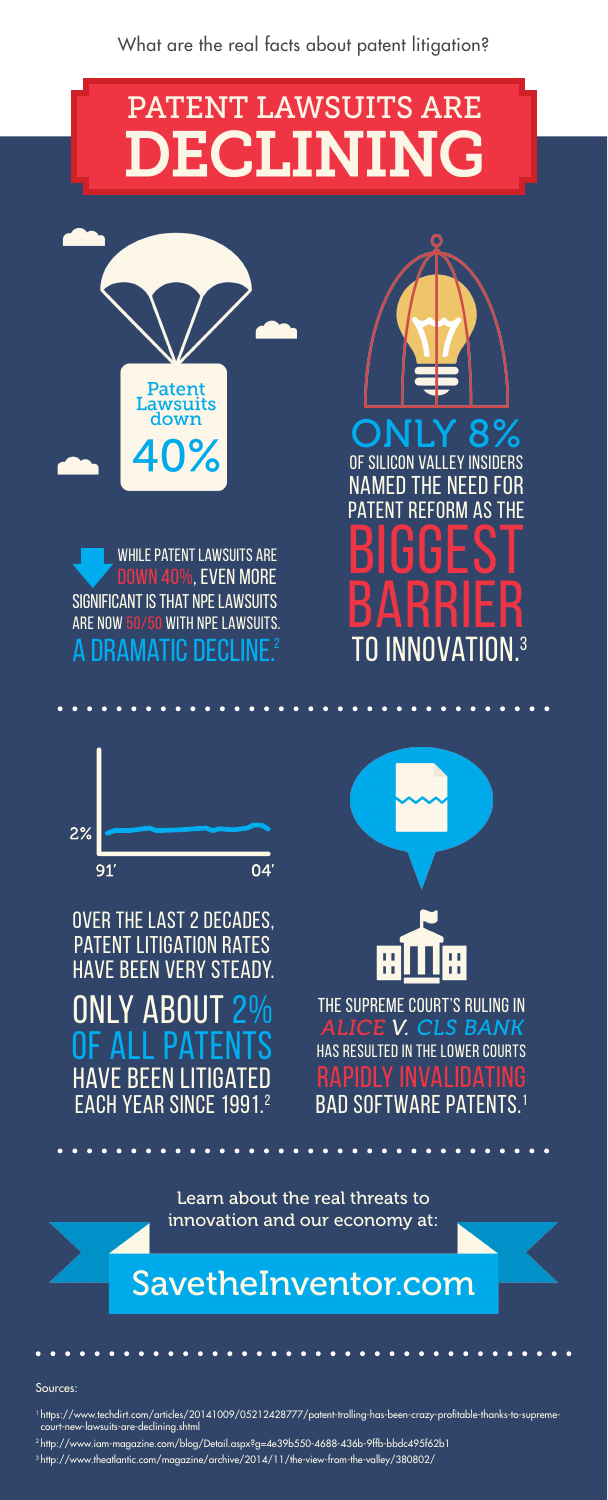What are the real facts about patent litigation?

# PATENT LAWSUITS ARE DECLINING

Patent Lawsuits down 40%

WHILE PATENT LAWSUITS ARE DOWN 40%, EVEN MORE SIGNIFICANT IS THAT NPE LAWSUITS ARE NOW 50/50 WITH NPE LAWSUITS. A DRAMATIC DECLINE.[2]

ONLY 8% OF SILICON VALLEY INSIDERS NAMED THE NEED FOR PATENT REFORM AS THE BIGGEST BARRIER TO INNOVATION.[3]

2%

91' 04'

OVER THE LAST 2 DECADES, PATENT LITIGATION RATES HAVE BEEN VERY STEADY. ONLY ABOUT 2% OF ALL PATENTS HAVE BEEN LITIGATED EACH YEAR SINCE 1991.[2]

THE SUPREME COURT'S RULING IN *ALICE V. CLS BANK* HAS RESULTED IN THE LOWER COURTS RAPIDLY INVALIDATING BAD SOFTWARE PATENTS.[1]

Learn about the real threats to innovation and our economy at:

## SavetheInventor.com

Sources:

[1] https://www.techdirt.com/articles/20141009/05212428777/patent-trolling-has-been-crazy-profitable-thanks-to-supreme-court-new-lawsuits-are-declining.shtml

[2] http://www.iam-magazine.com/blog/Detail.aspx?g=4e39b550-4688-436b-9ffb-bbdc495f62b1

[3] http://www.theatlantic.com/magazine/archive/2014/11/the-view-from-the-valley/380802/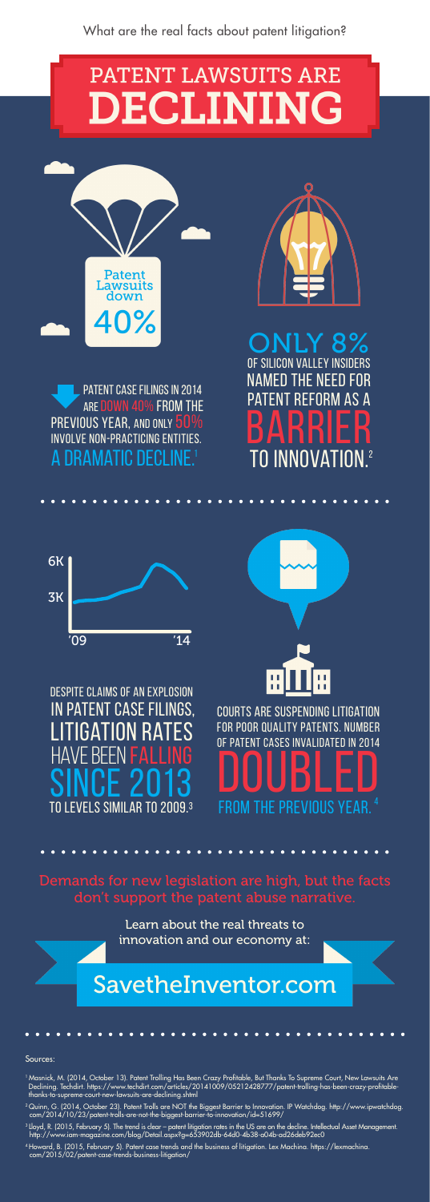What are the real facts about patent litigation?

# PATENT LAWSUITS ARE DECLINING

Patent Lawsuits down 40%

PATENT CASE FILINGS IN 2014 ARE DOWN 40% FROM THE PREVIOUS YEAR, AND ONLY 50% INVOLVE NON-PRACTICING ENTITIES. A DRAMATIC DECLINE.[1]

ONLY 8% OF SILICON VALLEY INSIDERS NAMED THE NEED FOR PATENT REFORM AS A BARRIER TO INNOVATION.[2]

6K

3K

'09

'14

DESPITE CLAIMS OF AN EXPLOSION IN PATENT CASE FILINGS, LITIGATION RATES HAVE BEEN FALLING SINCE 2013 TO LEVELS SIMILAR TO 2009.[3]

COURTS ARE SUSPENDING LITIGATION FOR POOR QUALITY PATENTS. NUMBER OF PATENT CASES INVALIDATED IN 2014 DOUBLED FROM THE PREVIOUS YEAR.[4]

Demands for new legislation are high, but the facts don't support the patent abuse narrative.

Learn about the real threats to innovation and our economy at:

## SavetheInventor.com

Sources:

[1] Masnick, M. (2014, October 13). Patent Trolling Has Been Crazy Profitable, But Thanks To Supreme Court, New Lawsuits Are Declining. Techdirt. https://www.techdirt.com/articles/20141009/05212428777/patent-trolling-has-been-crazy-profitable-thanks-to-supreme-court-new-lawsuits-are-declining.shtml

[2] Quinn, G. (2014, October 23). Patent Trolls are NOT the Biggest Barrier to Innovation. IP Watchdog. http://www.ipwatchdog.com/2014/10/23/patent-trolls-are-not-the-biggest-barrier-to-innovation/id=51699/

[3] Lloyd, R. (2015, February 5). The trend is clear – patent litigation rates in the US are on the decline. Intellectual Asset Management. http://www.iam-magazine.com/blog/Detail.aspx?g=653902db-64d0-4b38-a04b-ad26deb92ec0

[4] Howard, B. (2015, February 5). Patent case trends and the business of litigation. Lex Machina. https://lexmachina.com/2015/02/patent-case-trends-business-litigation/